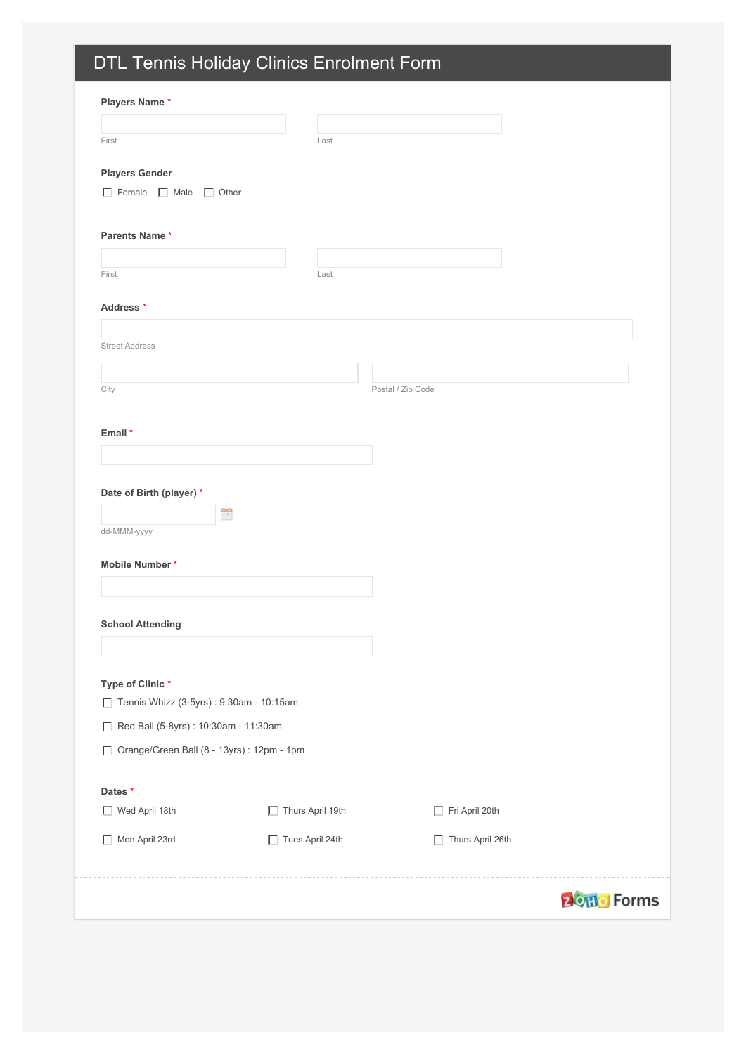# DTL Tennis Holiday Clinics Enrolment Form

**Players Name** *

First ______________________ Last ______________________

**Players Gender**

- [ ] Female
- [ ] Male
- [ ] Other

**Parents Name** *

First ______________________ Last ______________________

**Address** *

Street Address ______________________

City ______________________ Postal / Zip Code ______________________

**Email** *

______________________

**Date of Birth (player)** *

dd-MMM-yyyy

**Mobile Number** *

______________________

**School Attending**

______________________

**Type of Clinic** *

- [ ] Tennis Whizz (3-5yrs) : 9:30am - 10:15am
- [ ] Red Ball (5-8yrs) : 10:30am - 11:30am
- [ ] Orange/Green Ball (8 - 13yrs) : 12pm - 1pm

**Dates** *

- [ ] Wed April 18th
- [ ] Thurs April 19th
- [ ] Fri April 20th
- [ ] Mon April 23rd
- [ ] Tues April 24th
- [ ] Thurs April 26th

Zoho Forms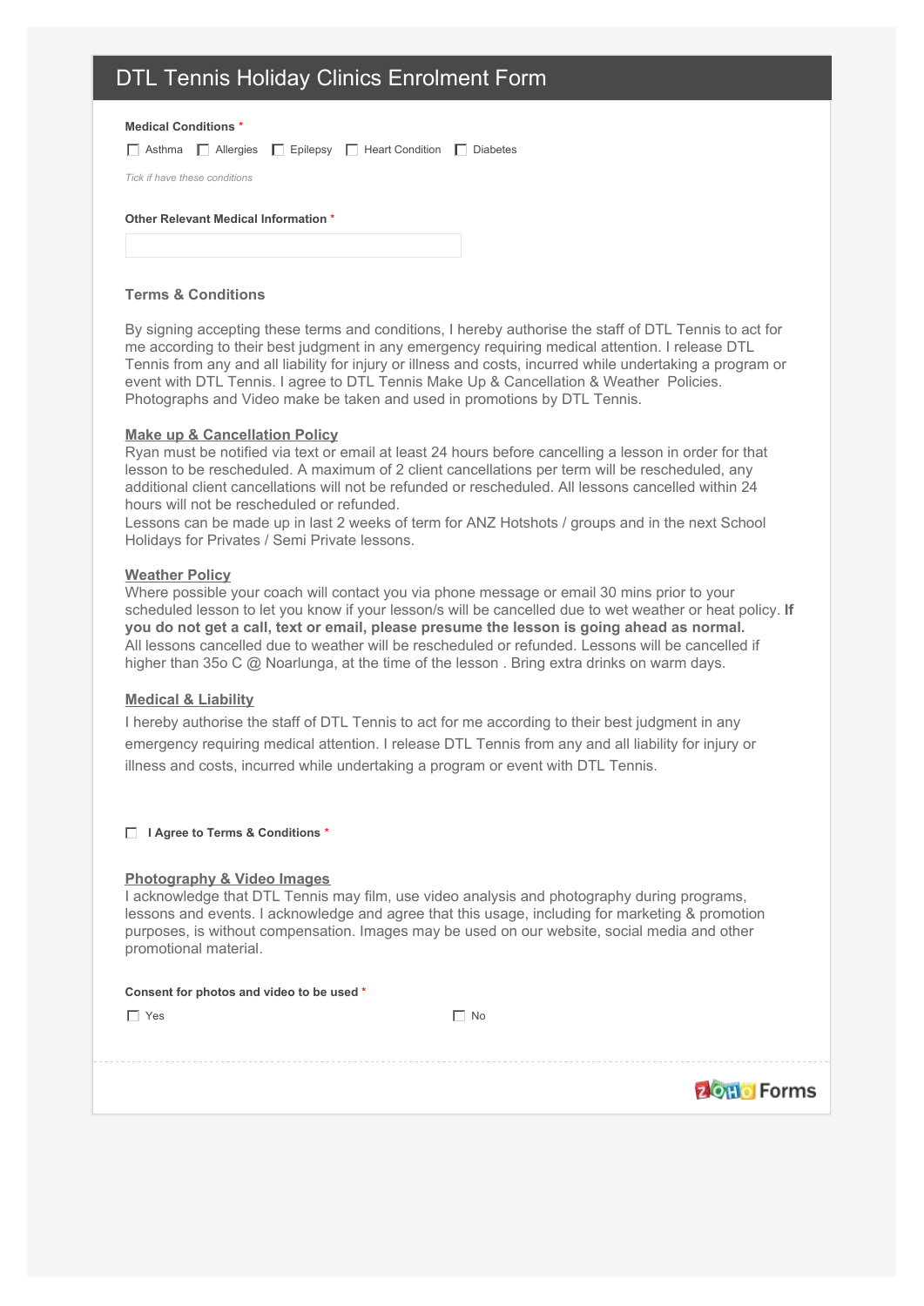# DTL Tennis Holiday Clinics Enrolment Form

**Medical Conditions** *

☐ Asthma ☐ Allergies ☐ Epilepsy ☐ Heart Condition ☐ Diabetes

*Tick if have these conditions*

**Other Relevant Medical Information** *

## Terms & Conditions

By signing accepting these terms and conditions, I hereby authorise the staff of DTL Tennis to act for me according to their best judgment in any emergency requiring medical attention. I release DTL Tennis from any and all liability for injury or illness and costs, incurred while undertaking a program or event with DTL Tennis. I agree to DTL Tennis Make Up & Cancellation & Weather Policies. Photographs and Video make be taken and used in promotions by DTL Tennis.

### Make up & Cancellation Policy

Ryan must be notified via text or email at least 24 hours before cancelling a lesson in order for that lesson to be rescheduled. A maximum of 2 client cancellations per term will be rescheduled, any additional client cancellations will not be refunded or rescheduled. All lessons cancelled within 24 hours will not be rescheduled or refunded.

Lessons can be made up in last 2 weeks of term for ANZ Hotshots / groups and in the next School Holidays for Privates / Semi Private lessons.

### Weather Policy

Where possible your coach will contact you via phone message or email 30 mins prior to your scheduled lesson to let you know if your lesson/s will be cancelled due to wet weather or heat policy. **If you do not get a call, text or email, please presume the lesson is going ahead as normal.** All lessons cancelled due to weather will be rescheduled or refunded. Lessons will be cancelled if higher than 35o C @ Noarlunga, at the time of the lesson . Bring extra drinks on warm days.

### Medical & Liability

I hereby authorise the staff of DTL Tennis to act for me according to their best judgment in any emergency requiring medical attention. I release DTL Tennis from any and all liability for injury or illness and costs, incurred while undertaking a program or event with DTL Tennis.

☐ **I Agree to Terms & Conditions** *

### Photography & Video Images

I acknowledge that DTL Tennis may film, use video analysis and photography during programs, lessons and events. I acknowledge and agree that this usage, including for marketing & promotion purposes, is without compensation. Images may be used on our website, social media and other promotional material.

**Consent for photos and video to be used** *

☐ Yes ☐ No

Zoho Forms